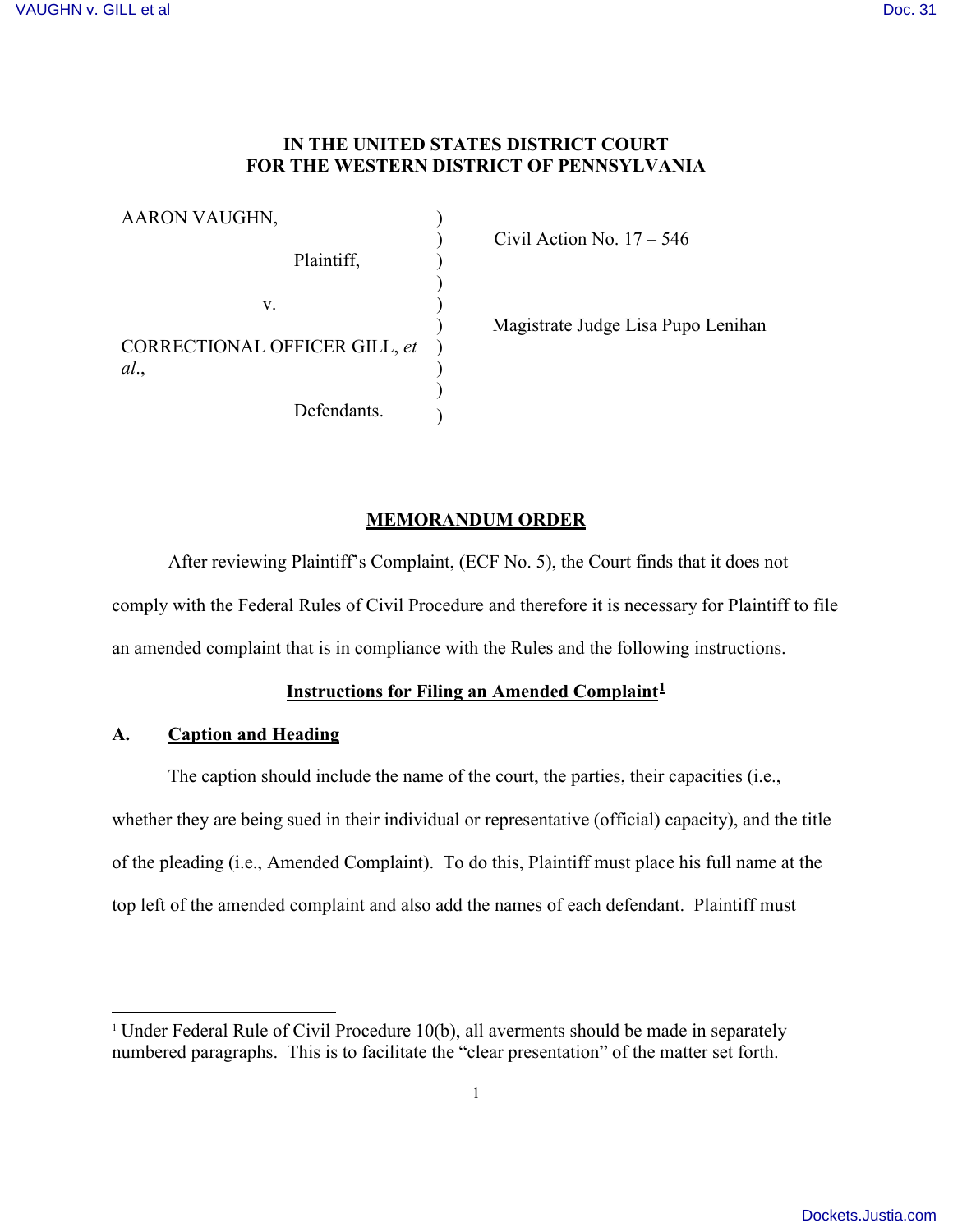**IN THE UNITED STATES DISTRICT COURT**
**FOR THE WESTERN DISTRICT OF PENNSYLVANIA**

| | | |
|---|---|---|
| AARON VAUGHN, | ) | Civil Action No. 17 – 546 |
| Plaintiff, | ) | |
| v. | ) | Magistrate Judge Lisa Pupo Lenihan |
| CORRECTIONAL OFFICER GILL, *et al.*, | ) | |
| Defendants. | ) | |

## MEMORANDUM ORDER

After reviewing Plaintiff's Complaint, (ECF No. 5), the Court finds that it does not comply with the Federal Rules of Civil Procedure and therefore it is necessary for Plaintiff to file an amended complaint that is in compliance with the Rules and the following instructions.

### Instructions for Filing an Amended Complaint[1]

### A. Caption and Heading

The caption should include the name of the court, the parties, their capacities (i.e., whether they are being sued in their individual or representative (official) capacity), and the title of the pleading (i.e., Amended Complaint). To do this, Plaintiff must place his full name at the top left of the amended complaint and also add the names of each defendant. Plaintiff must

---

[1] Under Federal Rule of Civil Procedure 10(b), all averments should be made in separately numbered paragraphs. This is to facilitate the "clear presentation" of the matter set forth.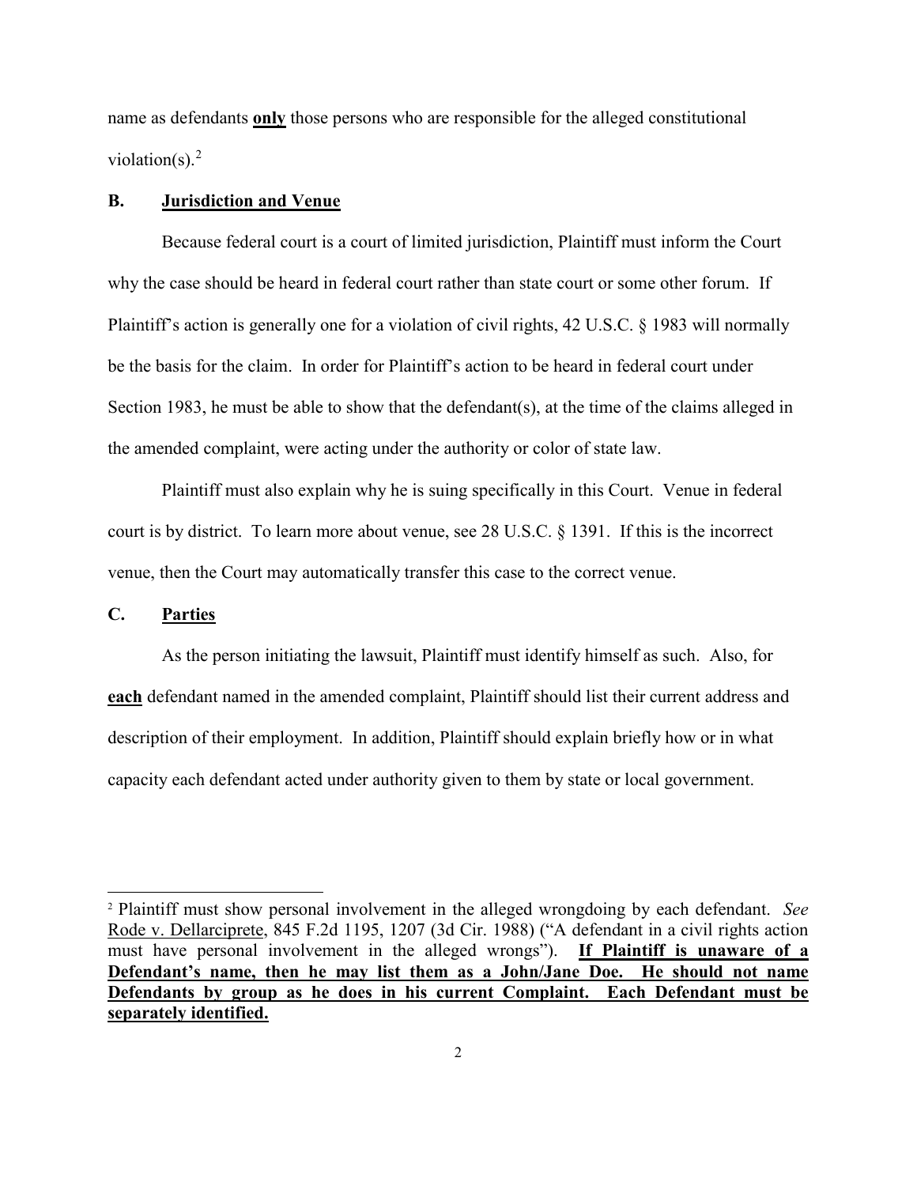name as defendants **only** those persons who are responsible for the alleged constitutional violation(s).[2]

### B. Jurisdiction and Venue

Because federal court is a court of limited jurisdiction, Plaintiff must inform the Court why the case should be heard in federal court rather than state court or some other forum. If Plaintiff's action is generally one for a violation of civil rights, 42 U.S.C. § 1983 will normally be the basis for the claim. In order for Plaintiff's action to be heard in federal court under Section 1983, he must be able to show that the defendant(s), at the time of the claims alleged in the amended complaint, were acting under the authority or color of state law.

Plaintiff must also explain why he is suing specifically in this Court. Venue in federal court is by district. To learn more about venue, see 28 U.S.C. § 1391. If this is the incorrect venue, then the Court may automatically transfer this case to the correct venue.

### C. Parties

As the person initiating the lawsuit, Plaintiff must identify himself as such. Also, for **each** defendant named in the amended complaint, Plaintiff should list their current address and description of their employment. In addition, Plaintiff should explain briefly how or in what capacity each defendant acted under authority given to them by state or local government.

---

[2] Plaintiff must show personal involvement in the alleged wrongdoing by each defendant. *See* Rode v. Dellarciprete, 845 F.2d 1195, 1207 (3d Cir. 1988) ("A defendant in a civil rights action must have personal involvement in the alleged wrongs"). **If Plaintiff is unaware of a Defendant's name, then he may list them as a John/Jane Doe. He should not name Defendants by group as he does in his current Complaint. Each Defendant must be separately identified.**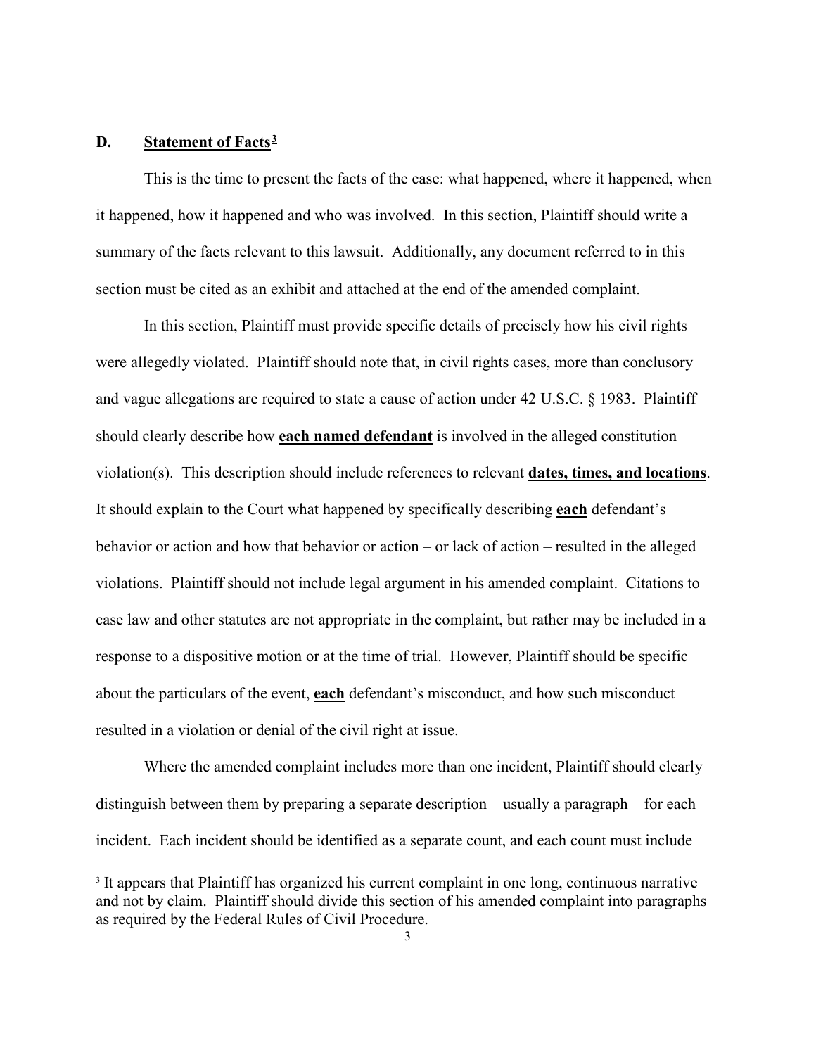## D. **Statement of Facts**[3]

This is the time to present the facts of the case: what happened, where it happened, when it happened, how it happened and who was involved. In this section, Plaintiff should write a summary of the facts relevant to this lawsuit. Additionally, any document referred to in this section must be cited as an exhibit and attached at the end of the amended complaint.

In this section, Plaintiff must provide specific details of precisely how his civil rights were allegedly violated. Plaintiff should note that, in civil rights cases, more than conclusory and vague allegations are required to state a cause of action under 42 U.S.C. § 1983. Plaintiff should clearly describe how **each named defendant** is involved in the alleged constitution violation(s). This description should include references to relevant **dates, times, and locations**. It should explain to the Court what happened by specifically describing **each** defendant's behavior or action and how that behavior or action – or lack of action – resulted in the alleged violations. Plaintiff should not include legal argument in his amended complaint. Citations to case law and other statutes are not appropriate in the complaint, but rather may be included in a response to a dispositive motion or at the time of trial. However, Plaintiff should be specific about the particulars of the event, **each** defendant's misconduct, and how such misconduct resulted in a violation or denial of the civil right at issue.

Where the amended complaint includes more than one incident, Plaintiff should clearly distinguish between them by preparing a separate description – usually a paragraph – for each incident. Each incident should be identified as a separate count, and each count must include

---

[3] It appears that Plaintiff has organized his current complaint in one long, continuous narrative and not by claim. Plaintiff should divide this section of his amended complaint into paragraphs as required by the Federal Rules of Civil Procedure.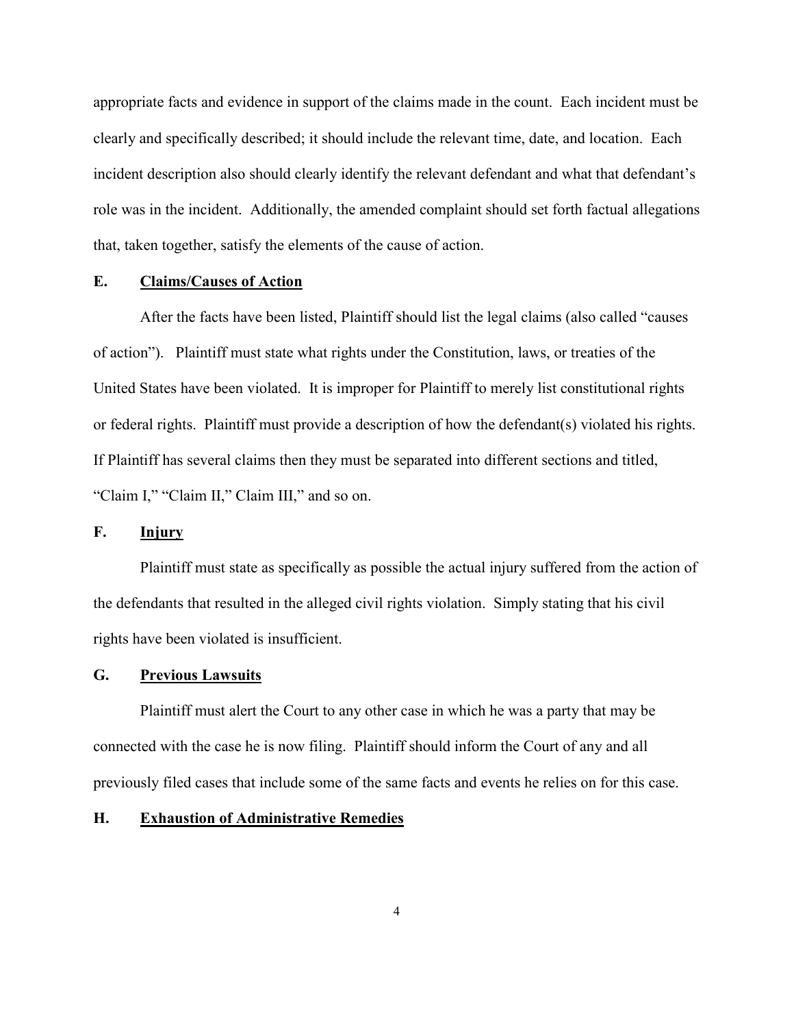appropriate facts and evidence in support of the claims made in the count. Each incident must be clearly and specifically described; it should include the relevant time, date, and location. Each incident description also should clearly identify the relevant defendant and what that defendant's role was in the incident. Additionally, the amended complaint should set forth factual allegations that, taken together, satisfy the elements of the cause of action.

### E. <u>Claims/Causes of Action</u>

After the facts have been listed, Plaintiff should list the legal claims (also called "causes of action"). Plaintiff must state what rights under the Constitution, laws, or treaties of the United States have been violated. It is improper for Plaintiff to merely list constitutional rights or federal rights. Plaintiff must provide a description of how the defendant(s) violated his rights. If Plaintiff has several claims then they must be separated into different sections and titled, "Claim I," "Claim II," Claim III," and so on.

### F. <u>Injury</u>

Plaintiff must state as specifically as possible the actual injury suffered from the action of the defendants that resulted in the alleged civil rights violation. Simply stating that his civil rights have been violated is insufficient.

### G. <u>Previous Lawsuits</u>

Plaintiff must alert the Court to any other case in which he was a party that may be connected with the case he is now filing. Plaintiff should inform the Court of any and all previously filed cases that include some of the same facts and events he relies on for this case.

### H. <u>Exhaustion of Administrative Remedies</u>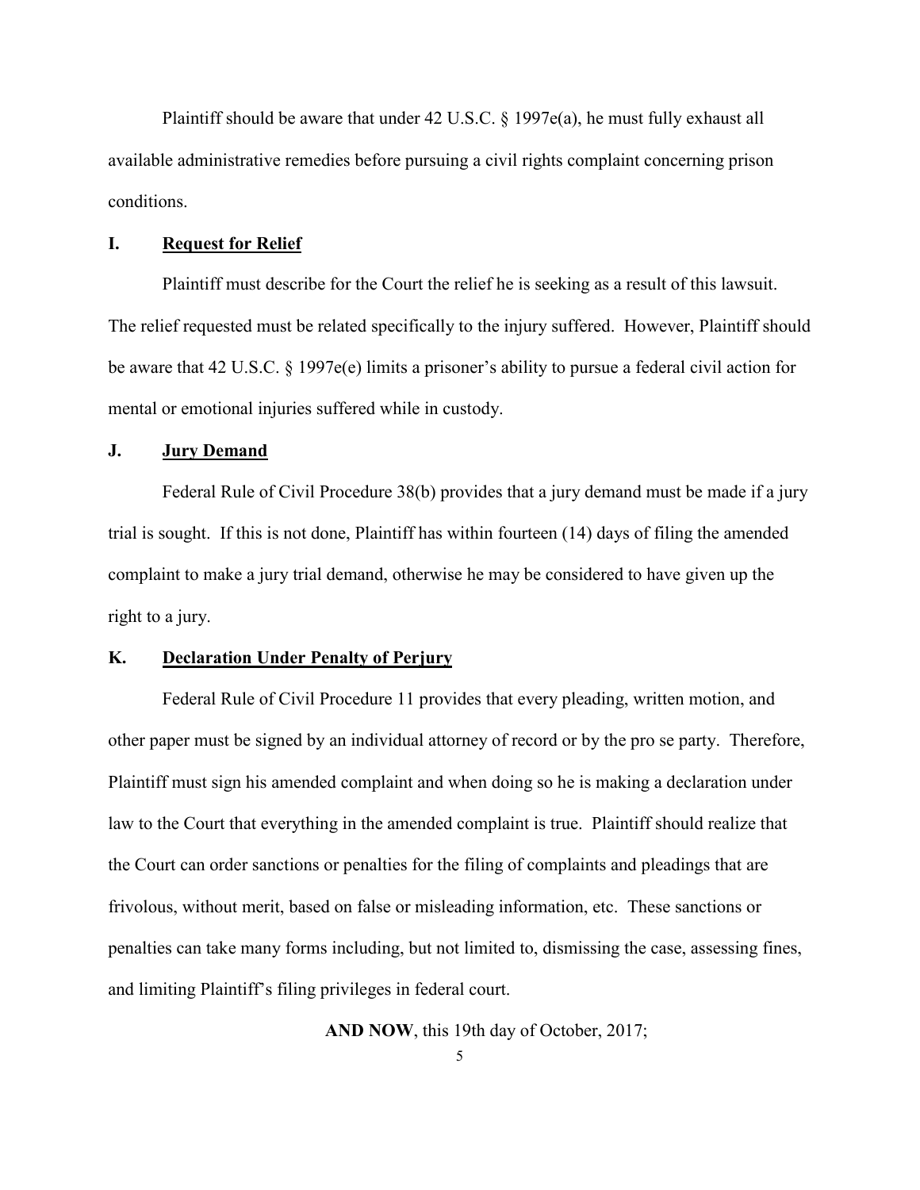Plaintiff should be aware that under 42 U.S.C. § 1997e(a), he must fully exhaust all available administrative remedies before pursuing a civil rights complaint concerning prison conditions.

### I. <u>Request for Relief</u>

Plaintiff must describe for the Court the relief he is seeking as a result of this lawsuit. The relief requested must be related specifically to the injury suffered. However, Plaintiff should be aware that 42 U.S.C. § 1997e(e) limits a prisoner's ability to pursue a federal civil action for mental or emotional injuries suffered while in custody.

### J. <u>Jury Demand</u>

Federal Rule of Civil Procedure 38(b) provides that a jury demand must be made if a jury trial is sought. If this is not done, Plaintiff has within fourteen (14) days of filing the amended complaint to make a jury trial demand, otherwise he may be considered to have given up the right to a jury.

### K. <u>Declaration Under Penalty of Perjury</u>

Federal Rule of Civil Procedure 11 provides that every pleading, written motion, and other paper must be signed by an individual attorney of record or by the pro se party. Therefore, Plaintiff must sign his amended complaint and when doing so he is making a declaration under law to the Court that everything in the amended complaint is true. Plaintiff should realize that the Court can order sanctions or penalties for the filing of complaints and pleadings that are frivolous, without merit, based on false or misleading information, etc. These sanctions or penalties can take many forms including, but not limited to, dismissing the case, assessing fines, and limiting Plaintiff's filing privileges in federal court.

**AND NOW**, this 19th day of October, 2017;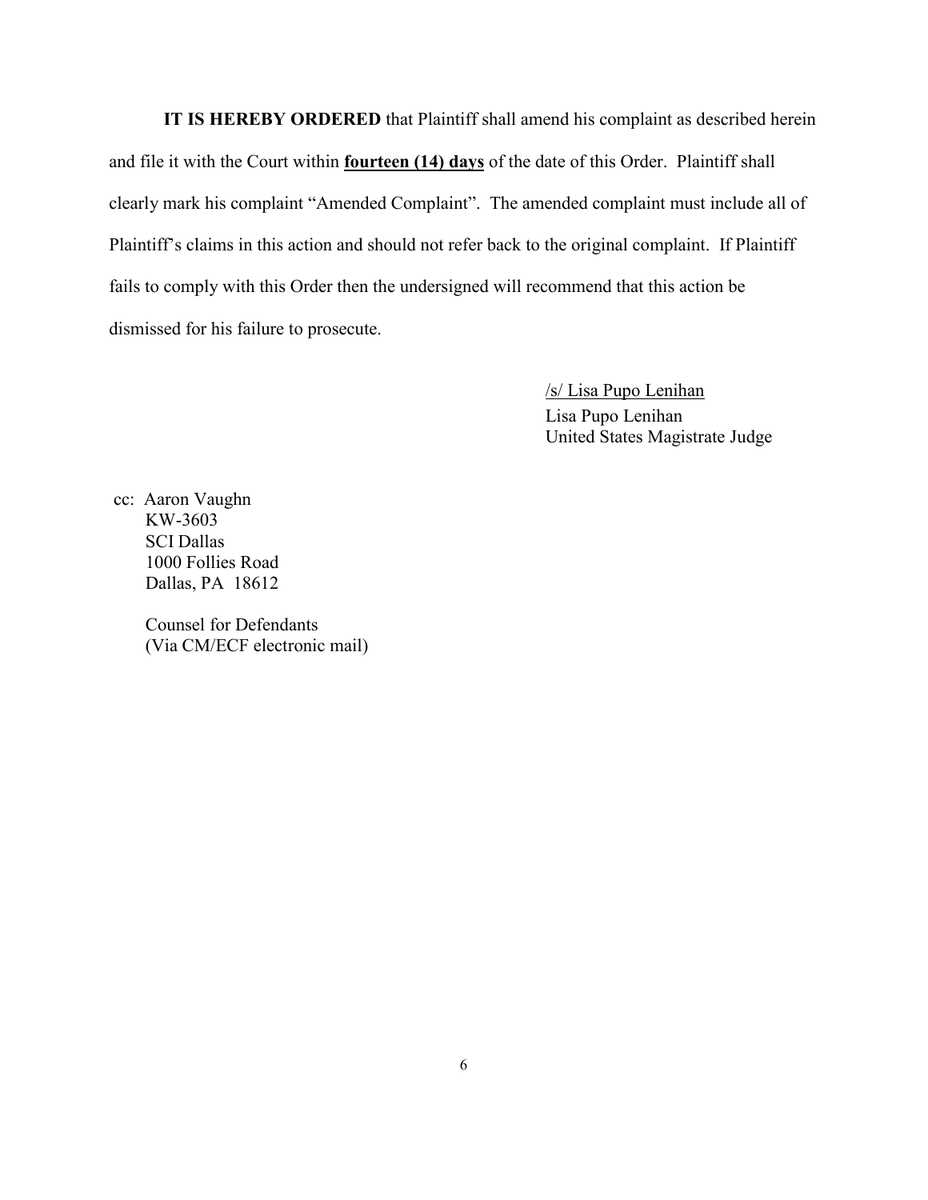**IT IS HEREBY ORDERED** that Plaintiff shall amend his complaint as described herein and file it with the Court within **fourteen (14) days** of the date of this Order. Plaintiff shall clearly mark his complaint "Amended Complaint". The amended complaint must include all of Plaintiff's claims in this action and should not refer back to the original complaint. If Plaintiff fails to comply with this Order then the undersigned will recommend that this action be dismissed for his failure to prosecute.

/s/ Lisa Pupo Lenihan
Lisa Pupo Lenihan
United States Magistrate Judge

cc: Aaron Vaughn
KW-3603
SCI Dallas
1000 Follies Road
Dallas, PA 18612

Counsel for Defendants
(Via CM/ECF electronic mail)